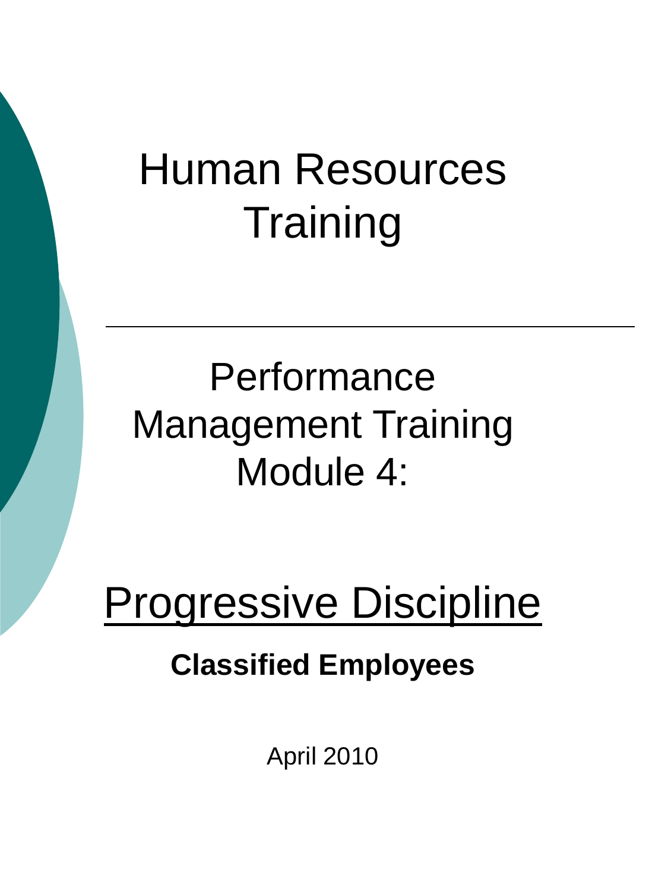# Human Resources Training

---

## Performance Management Training Module 4:

# <u>Progressive Discipline</u>

**Classified Employees**

April 2010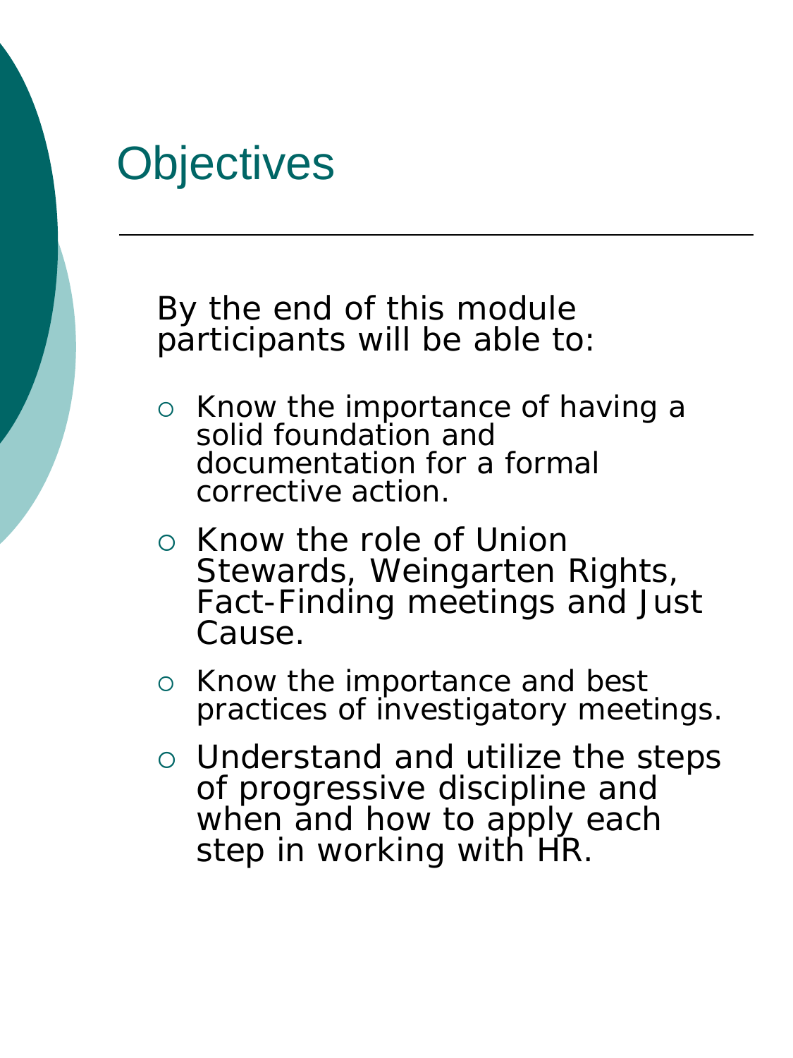# Objectives

By the end of this module participants will be able to:

- Know the importance of having a solid foundation and documentation for a formal corrective action.
- Know the role of Union Stewards, Weingarten Rights, Fact-Finding meetings and Just Cause.
- Know the importance and best practices of investigatory meetings.
- Understand and utilize the steps of progressive discipline and when and how to apply each step in working with HR.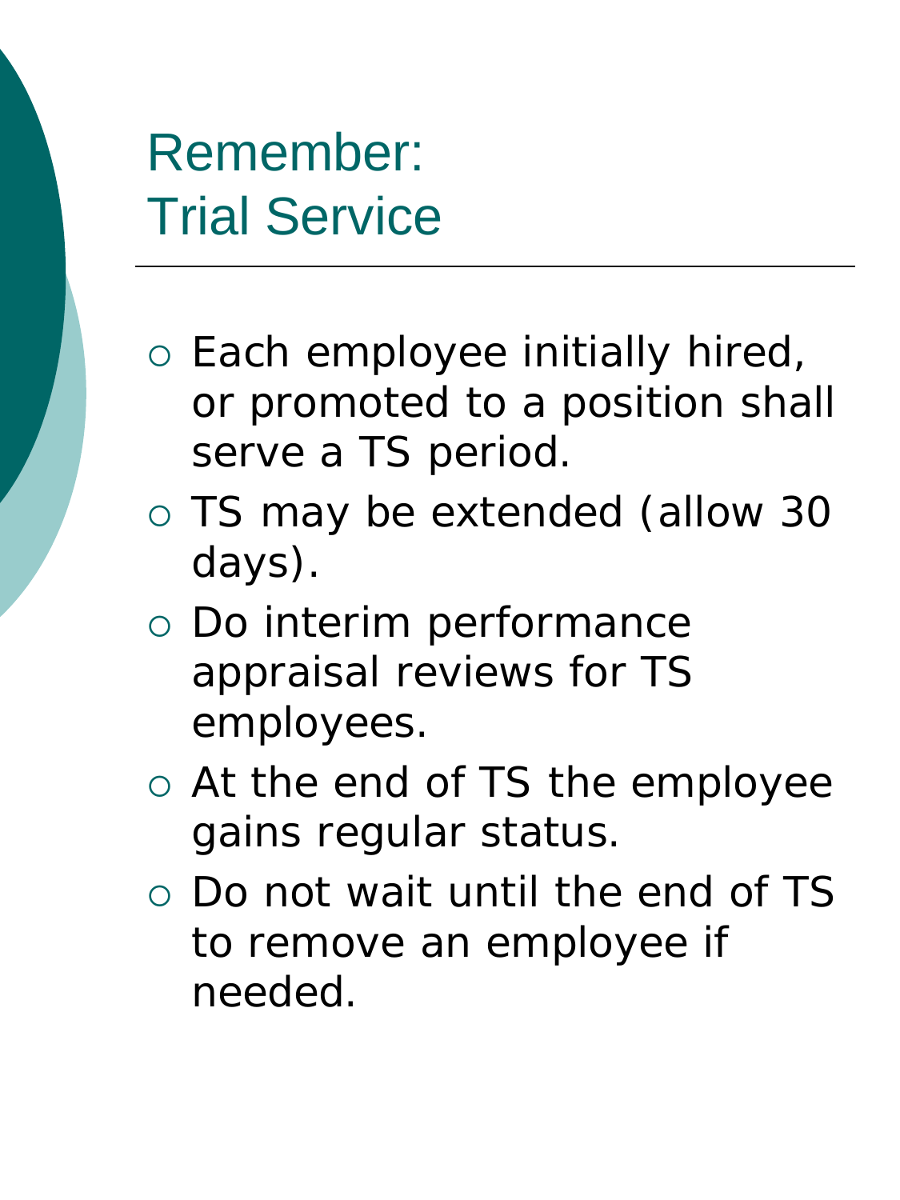# Remember: Trial Service

- Each employee initially hired, or promoted to a position shall serve a TS period.
- TS may be extended (allow 30 days).
- Do interim performance appraisal reviews for TS employees.
- At the end of TS the employee gains regular status.
- Do not wait until the end of TS to remove an employee if needed.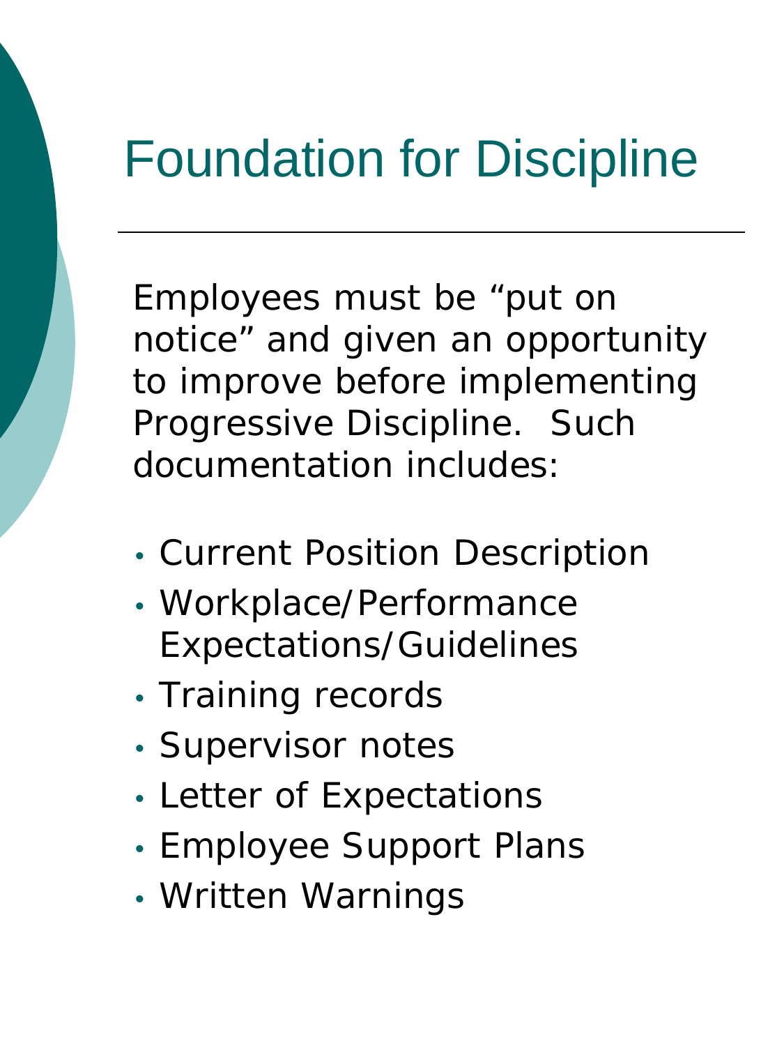# Foundation for Discipline

Employees must be "put on notice" and given an opportunity to improve before implementing Progressive Discipline. Such documentation includes:

- Current Position Description
- Workplace/Performance Expectations/Guidelines
- Training records
- Supervisor notes
- Letter of Expectations
- Employee Support Plans
- Written Warnings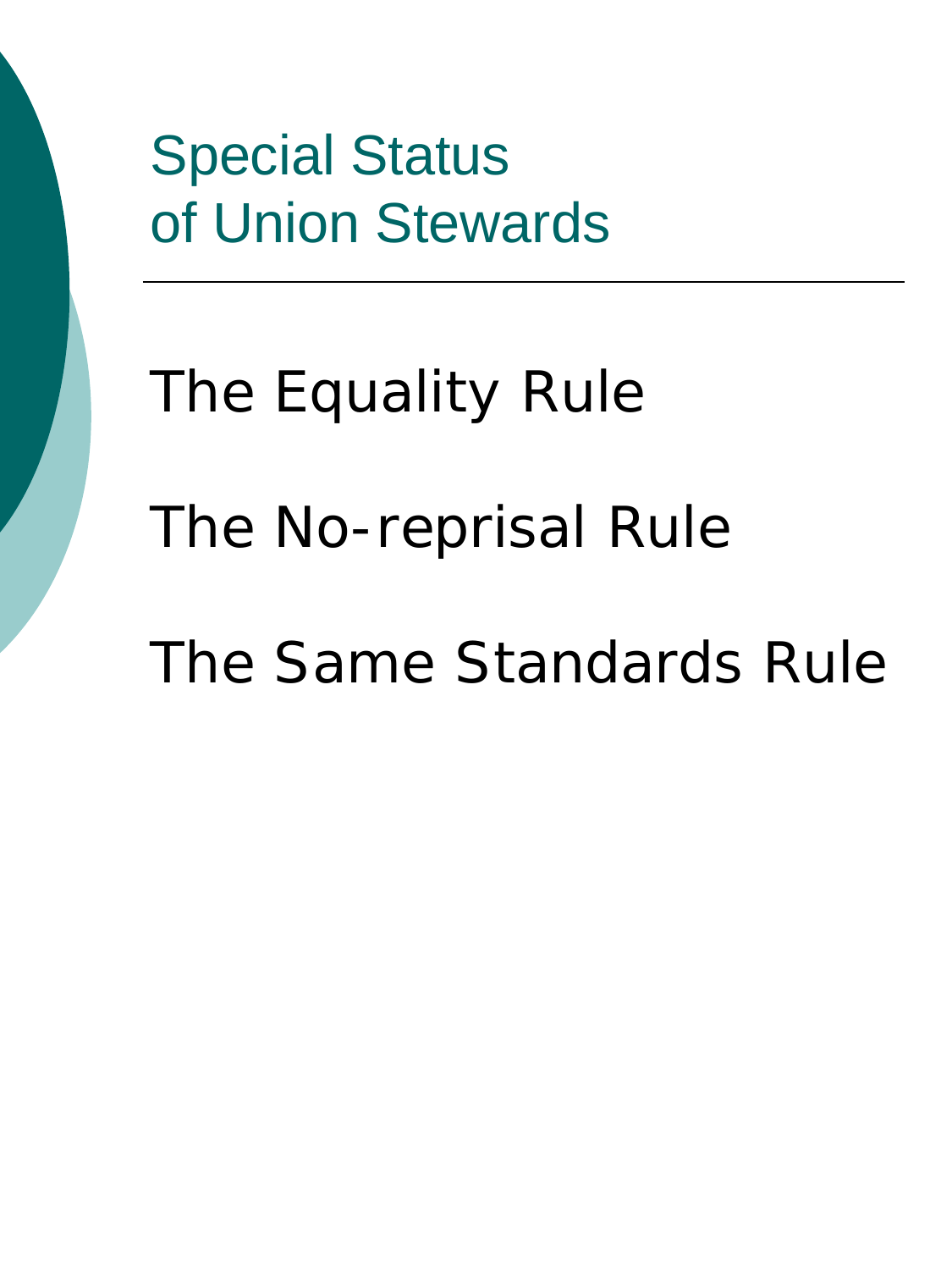# Special Status of Union Stewards

The Equality Rule

The No-reprisal Rule

The Same Standards Rule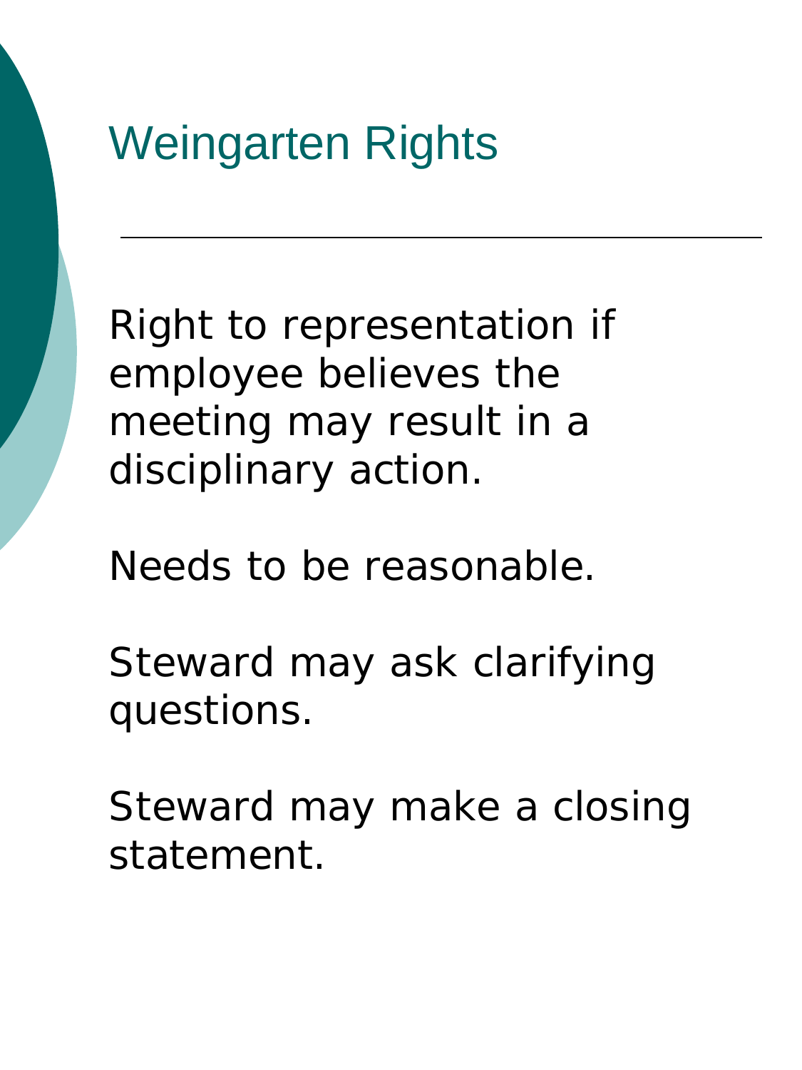# Weingarten Rights

Right to representation if employee believes the meeting may result in a disciplinary action.

Needs to be reasonable.

Steward may ask clarifying questions.

Steward may make a closing statement.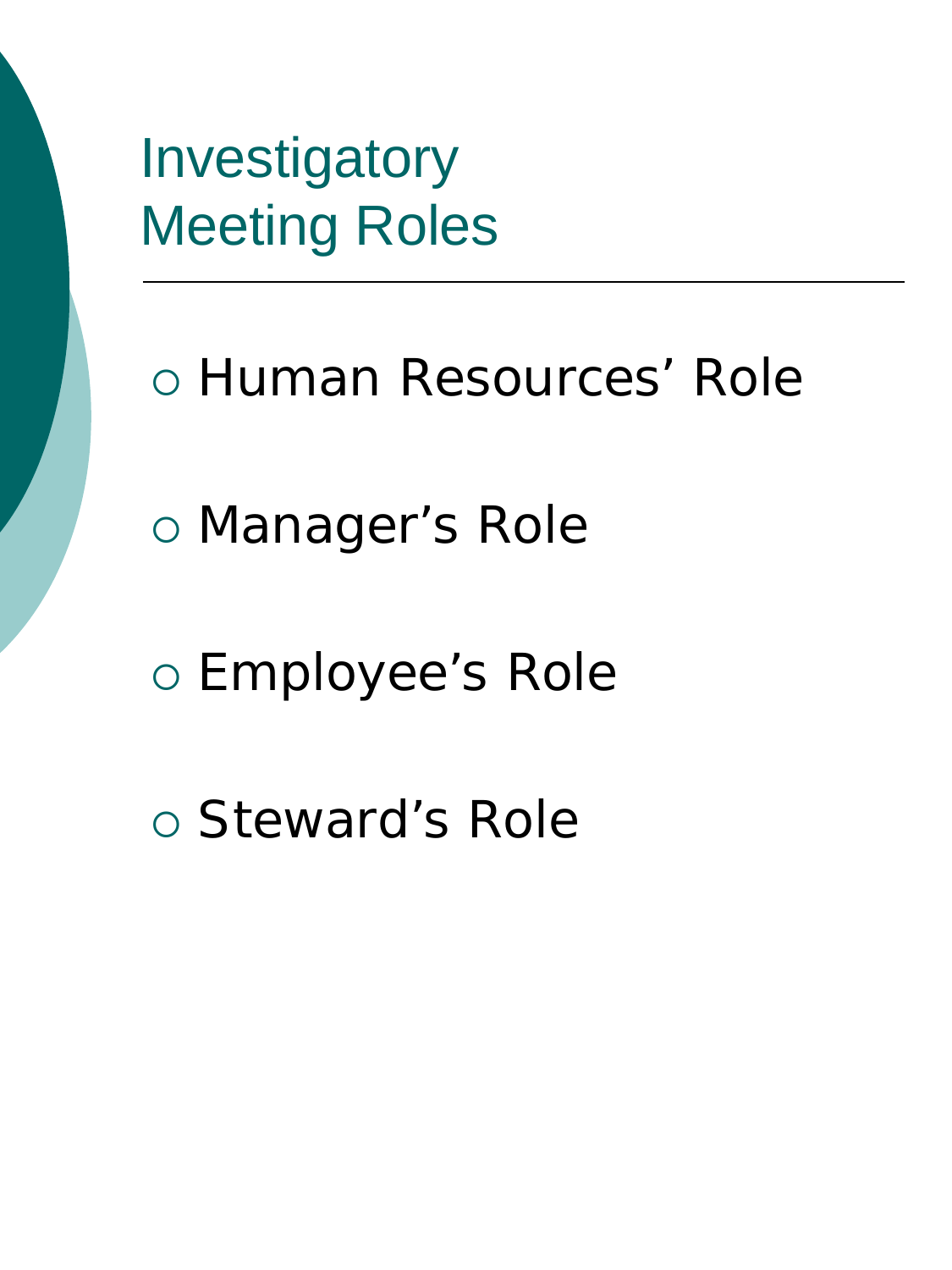# Investigatory Meeting Roles

- Human Resources’ Role
- Manager’s Role
- Employee’s Role
- Steward’s Role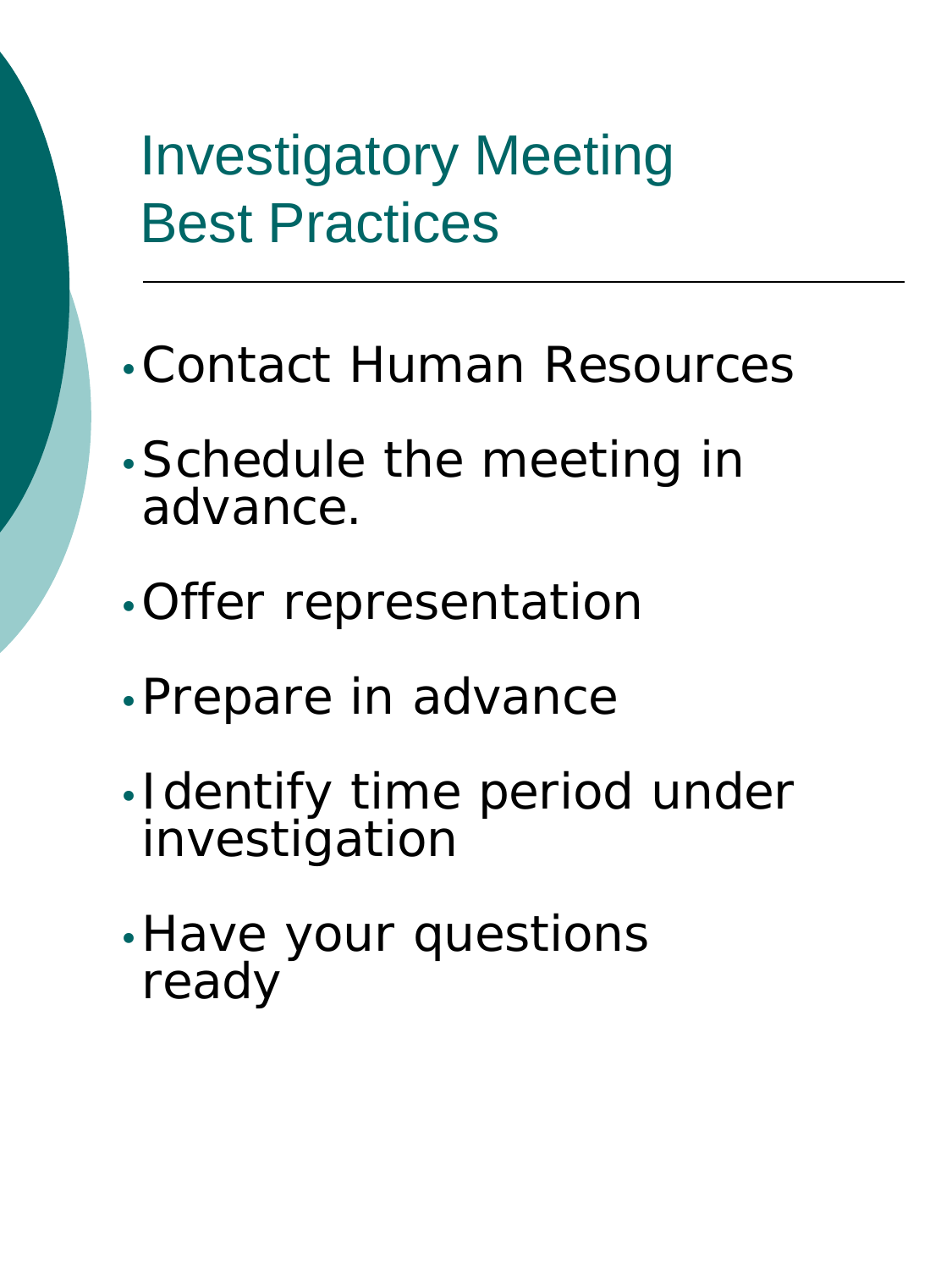# Investigatory Meeting Best Practices

- Contact Human Resources
- Schedule the meeting in advance.
- Offer representation
- Prepare in advance
- Identify time period under investigation
- Have your questions ready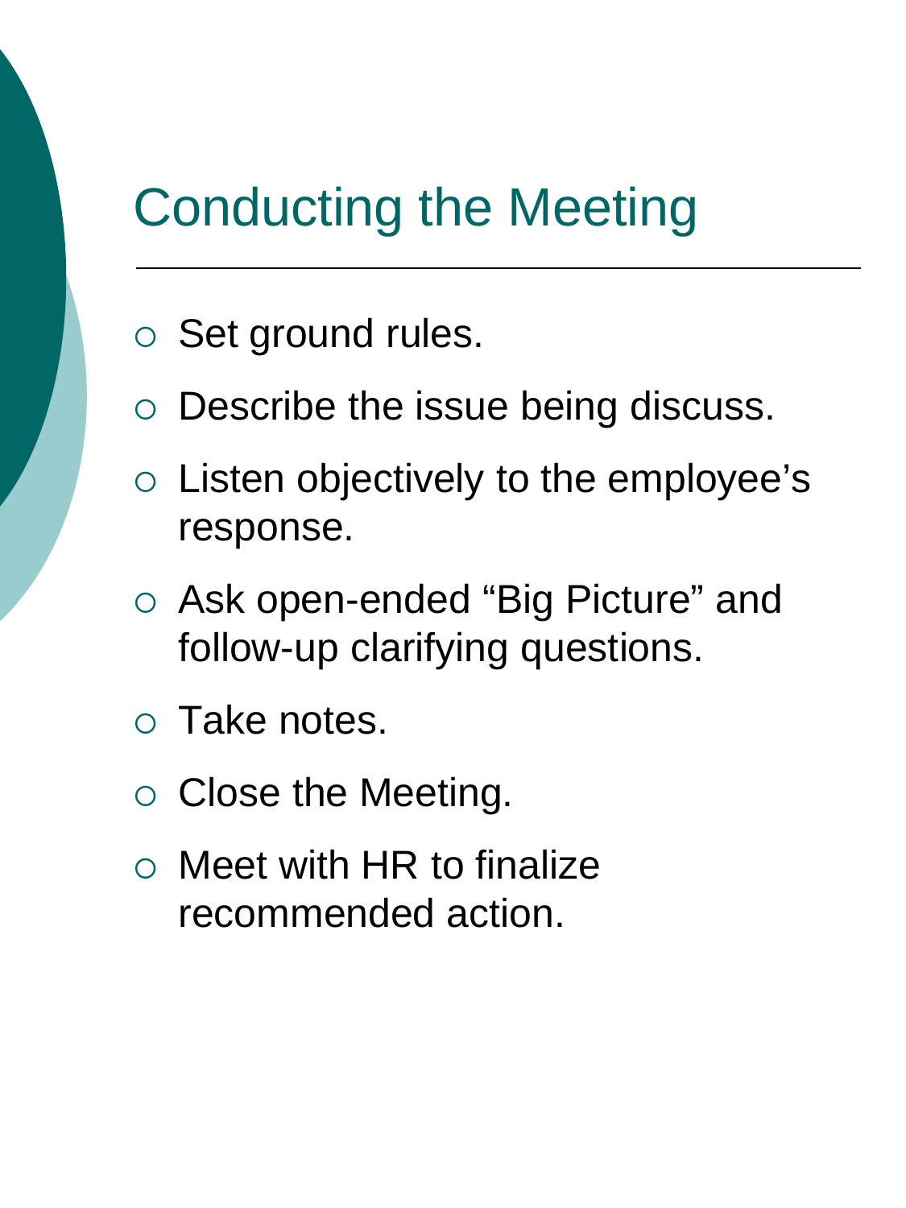# Conducting the Meeting

- Set ground rules.
- Describe the issue being discuss.
- Listen objectively to the employee's response.
- Ask open-ended "Big Picture" and follow-up clarifying questions.
- Take notes.
- Close the Meeting.
- Meet with HR to finalize recommended action.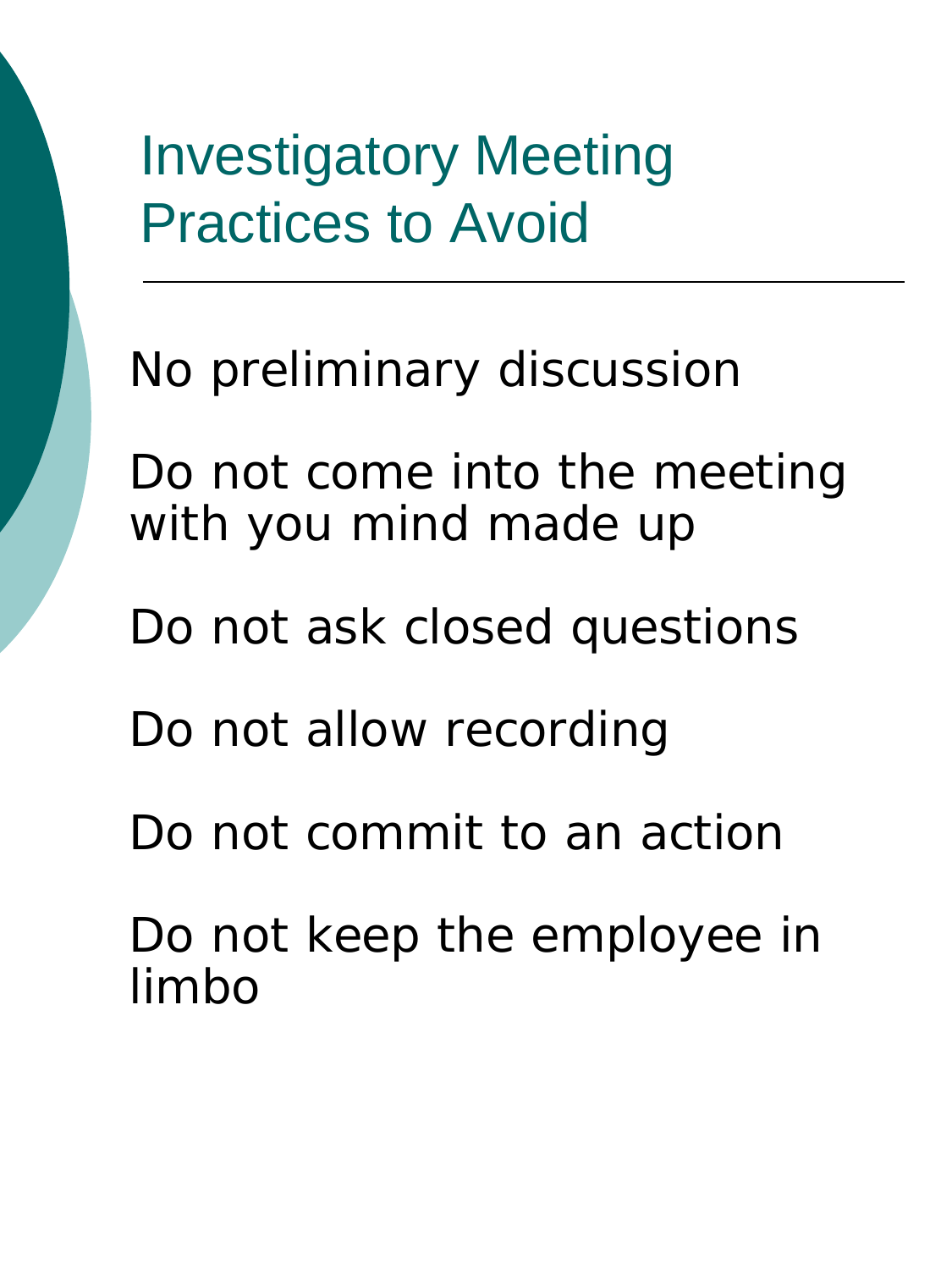# Investigatory Meeting Practices to Avoid

- No preliminary discussion
- Do not come into the meeting with you mind made up
- Do not ask closed questions
- Do not allow recording
- Do not commit to an action
- Do not keep the employee in limbo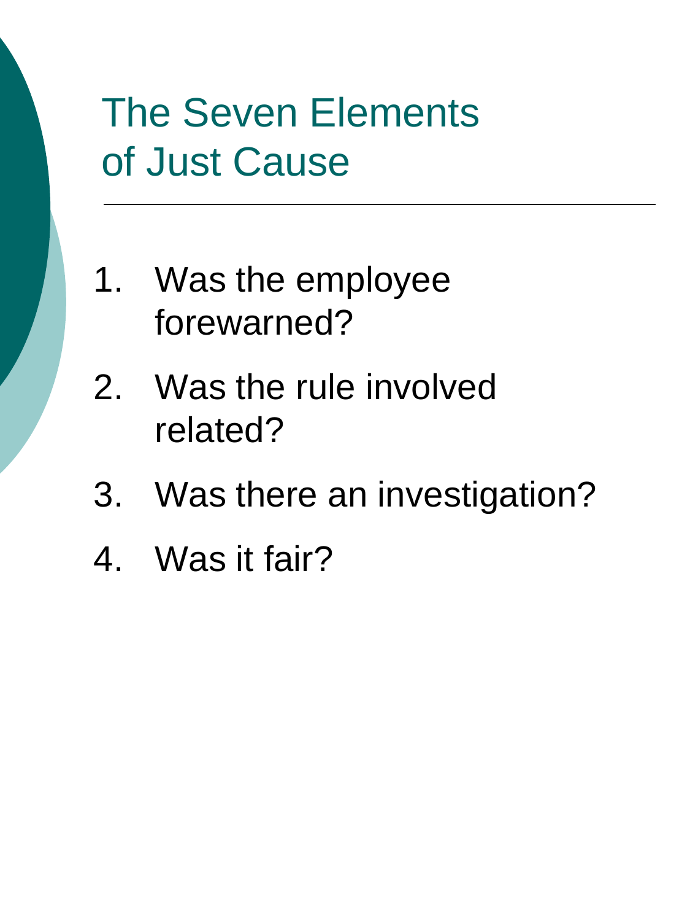# The Seven Elements of Just Cause

1. Was the employee forewarned?
2. Was the rule involved related?
3. Was there an investigation?
4. Was it fair?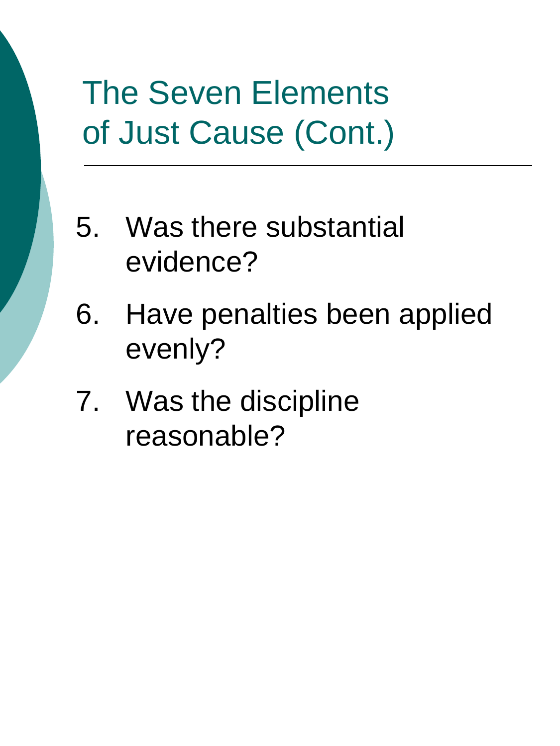# The Seven Elements of Just Cause (Cont.)

5. Was there substantial evidence?
6. Have penalties been applied evenly?
7. Was the discipline reasonable?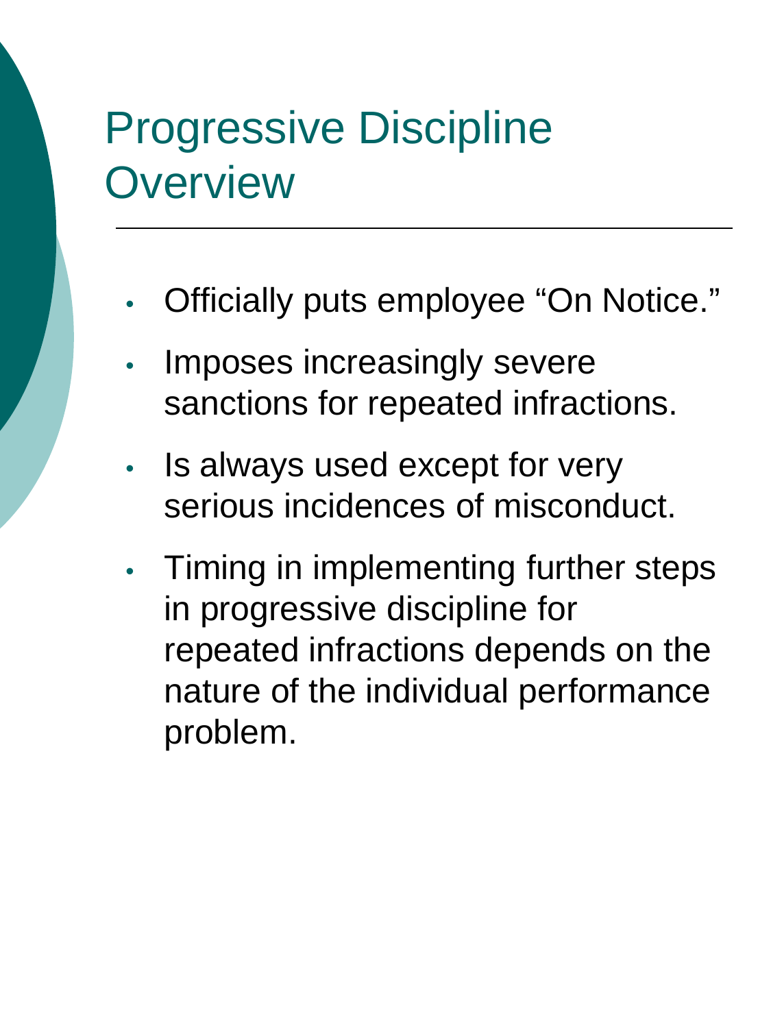# Progressive Discipline Overview

- Officially puts employee "On Notice."
- Imposes increasingly severe sanctions for repeated infractions.
- Is always used except for very serious incidences of misconduct.
- Timing in implementing further steps in progressive discipline for repeated infractions depends on the nature of the individual performance problem.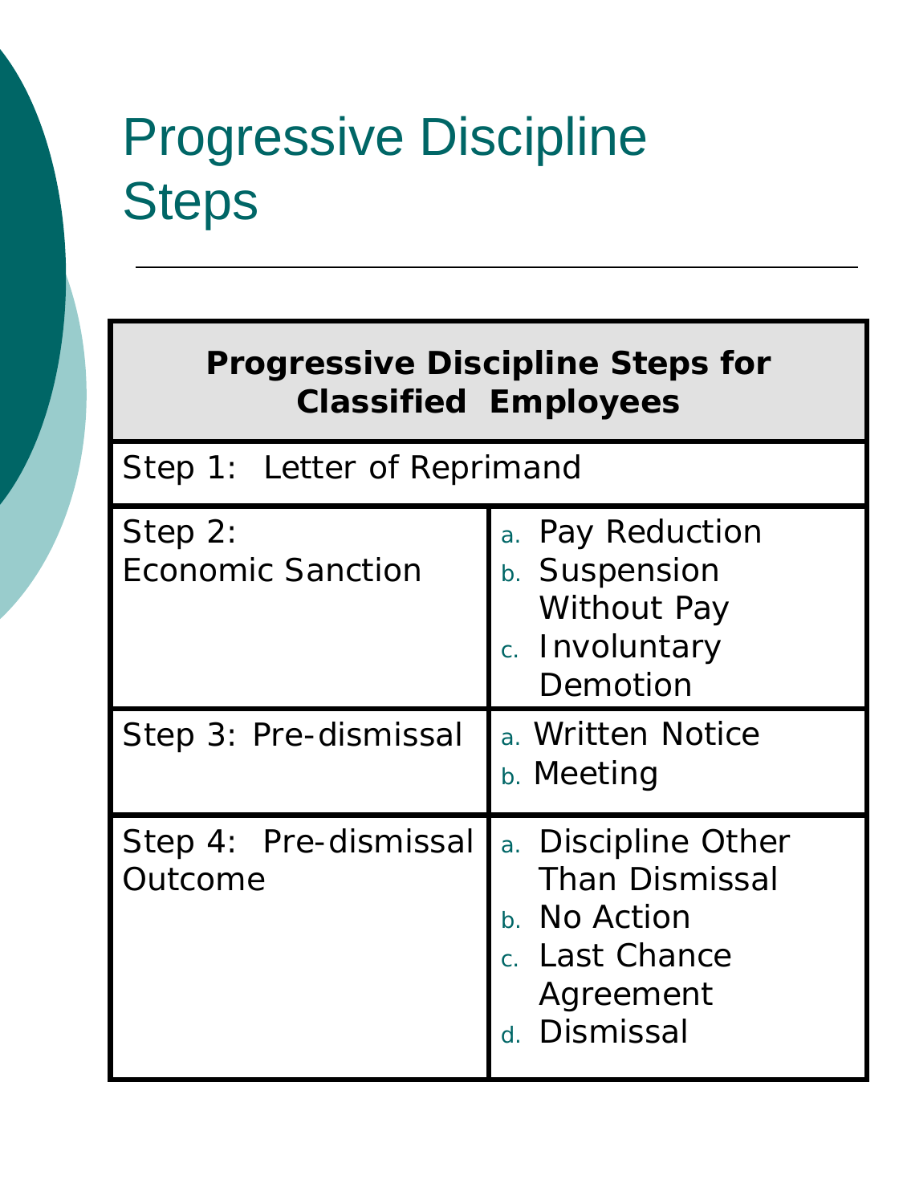# Progressive Discipline Steps

| Progressive Discipline Steps for Classified Employees | |
|---|---|
| Step 1: Letter of Reprimand | |
| Step 2: Economic Sanction | a. Pay Reduction<br>b. Suspension Without Pay<br>c. Involuntary Demotion |
| Step 3: Pre-dismissal | a. Written Notice<br>b. Meeting |
| Step 4: Pre-dismissal Outcome | a. Discipline Other Than Dismissal<br>b. No Action<br>c. Last Chance Agreement<br>d. Dismissal |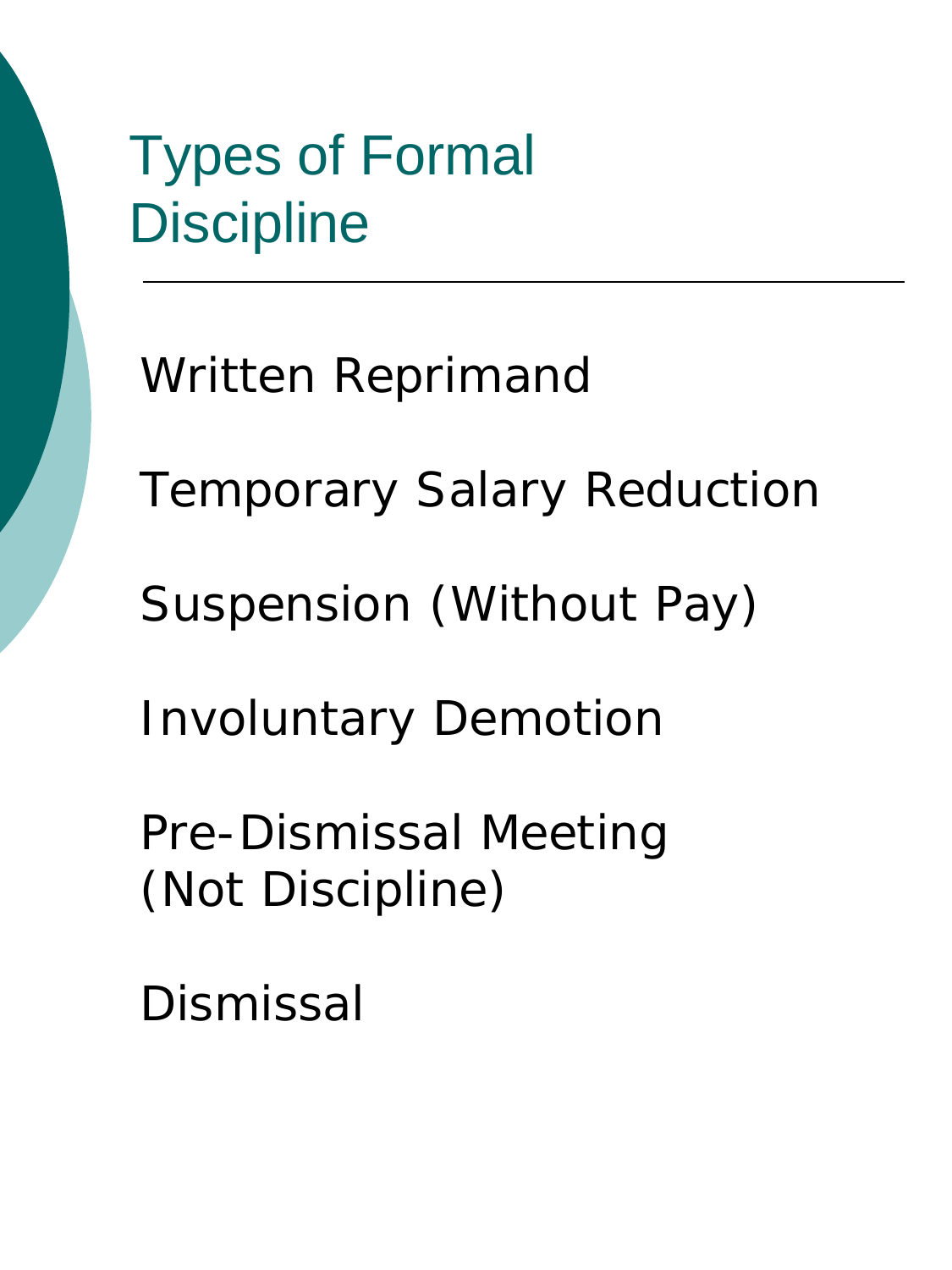# Types of Formal Discipline

- Written Reprimand
- Temporary Salary Reduction
- Suspension (Without Pay)
- Involuntary Demotion
- Pre-Dismissal Meeting (Not Discipline)
- Dismissal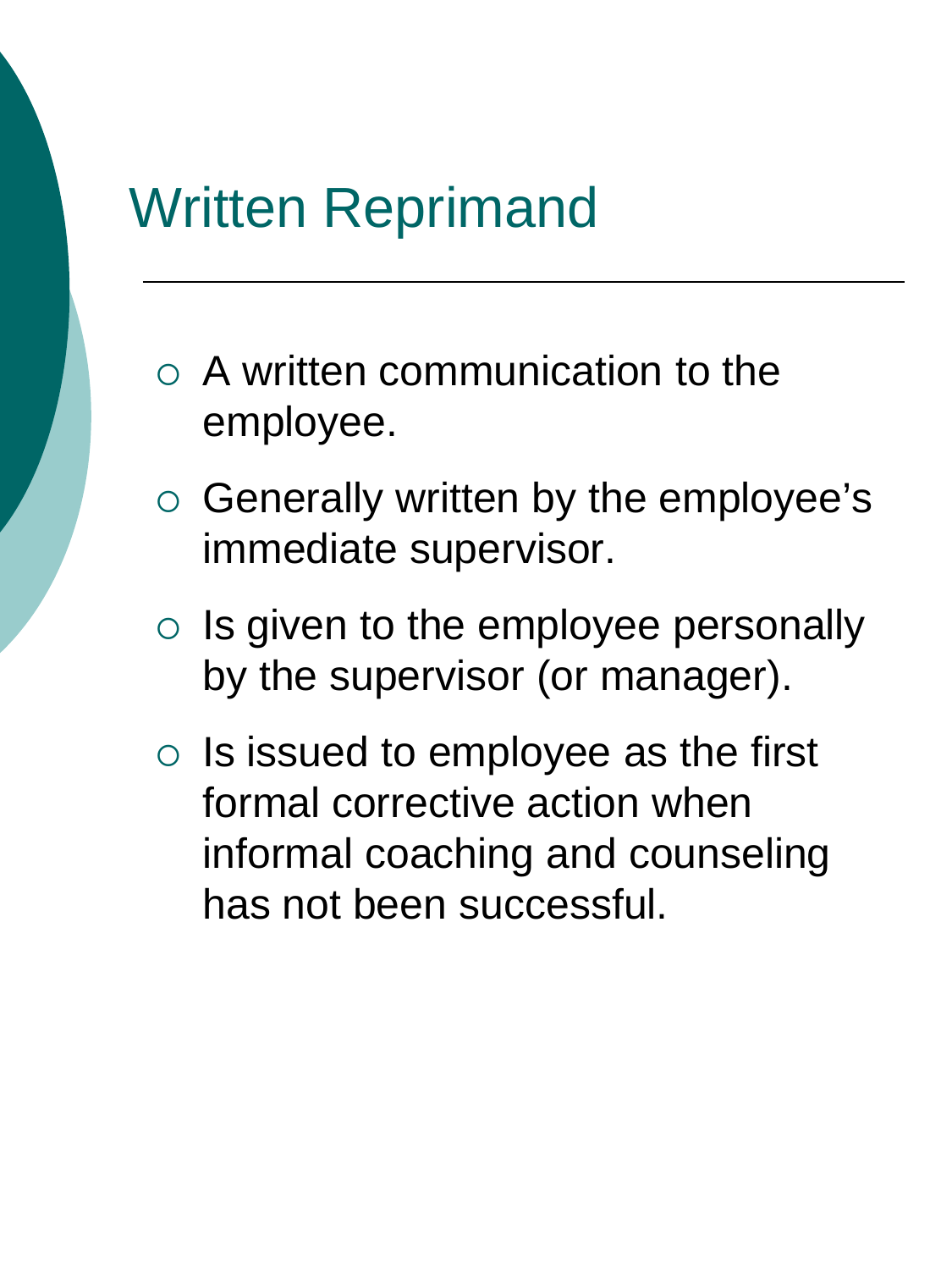# Written Reprimand

- A written communication to the employee.
- Generally written by the employee's immediate supervisor.
- Is given to the employee personally by the supervisor (or manager).
- Is issued to employee as the first formal corrective action when informal coaching and counseling has not been successful.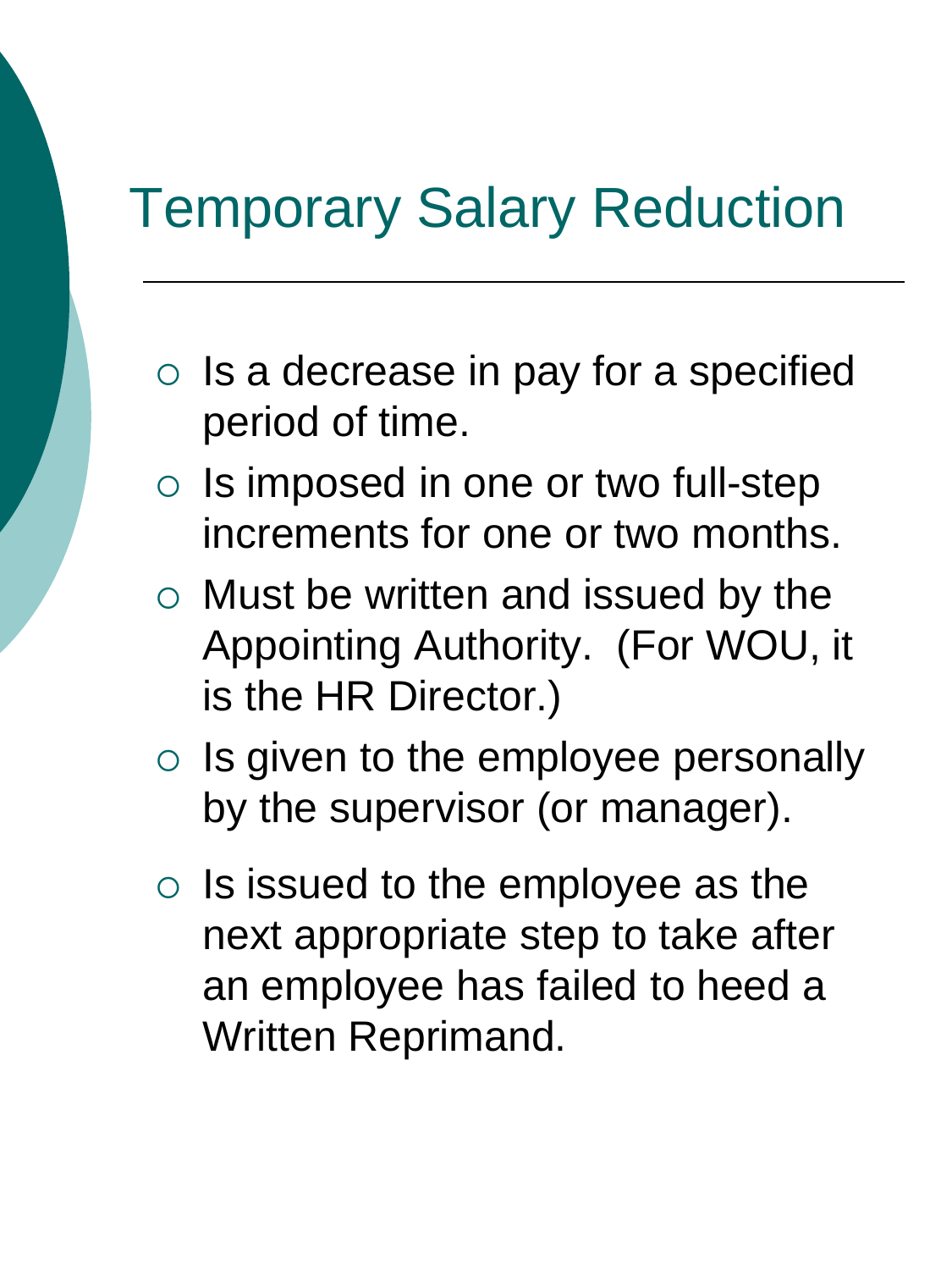# Temporary Salary Reduction

- Is a decrease in pay for a specified period of time.
- Is imposed in one or two full-step increments for one or two months.
- Must be written and issued by the Appointing Authority. (For WOU, it is the HR Director.)
- Is given to the employee personally by the supervisor (or manager).
- Is issued to the employee as the next appropriate step to take after an employee has failed to heed a Written Reprimand.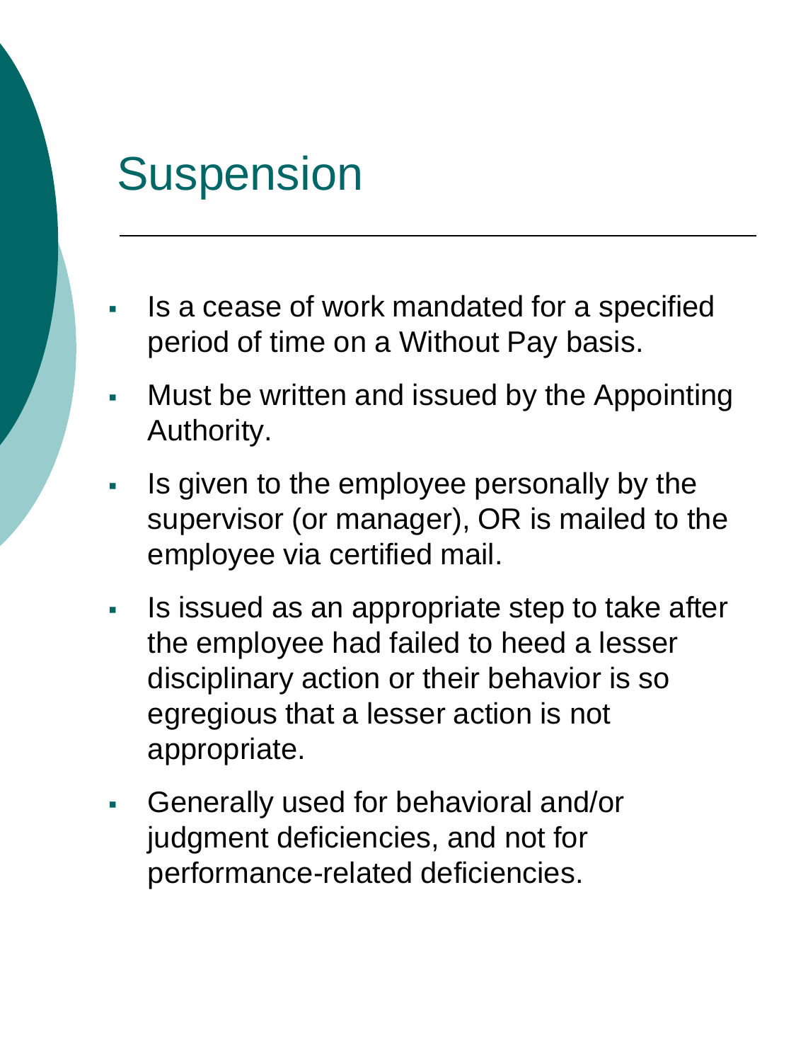# Suspension

- Is a cease of work mandated for a specified period of time on a Without Pay basis.
- Must be written and issued by the Appointing Authority.
- Is given to the employee personally by the supervisor (or manager), OR is mailed to the employee via certified mail.
- Is issued as an appropriate step to take after the employee had failed to heed a lesser disciplinary action or their behavior is so egregious that a lesser action is not appropriate.
- Generally used for behavioral and/or judgment deficiencies, and not for performance-related deficiencies.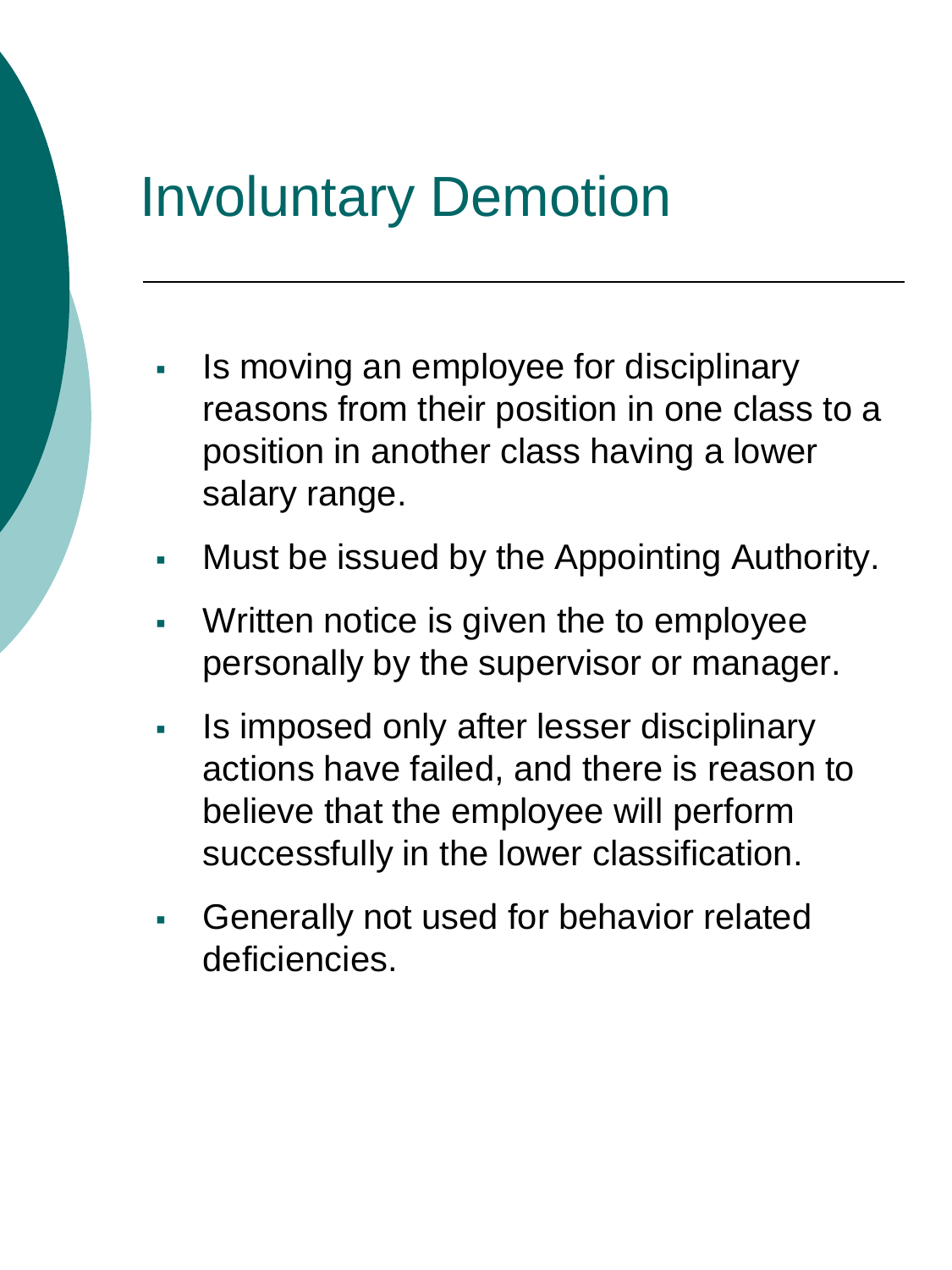# Involuntary Demotion

- Is moving an employee for disciplinary reasons from their position in one class to a position in another class having a lower salary range.
- Must be issued by the Appointing Authority.
- Written notice is given the to employee personally by the supervisor or manager.
- Is imposed only after lesser disciplinary actions have failed, and there is reason to believe that the employee will perform successfully in the lower classification.
- Generally not used for behavior related deficiencies.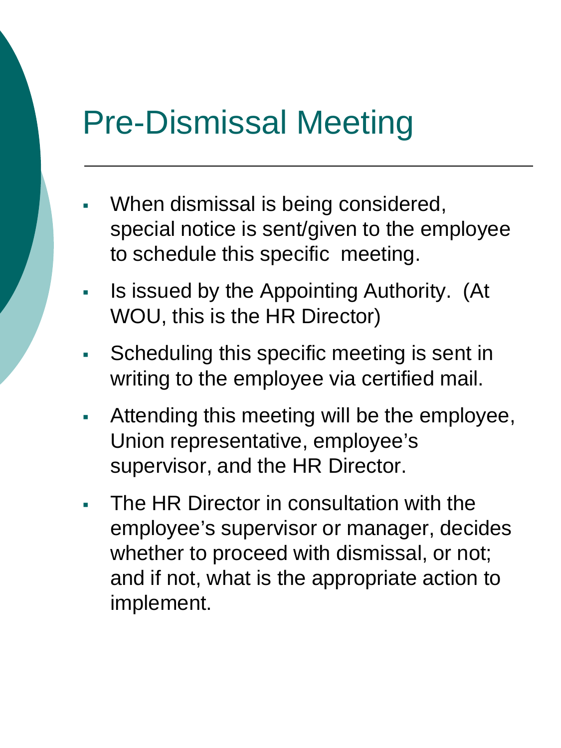# Pre-Dismissal Meeting

- When dismissal is being considered, special notice is sent/given to the employee to schedule this specific meeting.
- Is issued by the Appointing Authority. (At WOU, this is the HR Director)
- Scheduling this specific meeting is sent in writing to the employee via certified mail.
- Attending this meeting will be the employee, Union representative, employee's supervisor, and the HR Director.
- The HR Director in consultation with the employee's supervisor or manager, decides whether to proceed with dismissal, or not; and if not, what is the appropriate action to implement.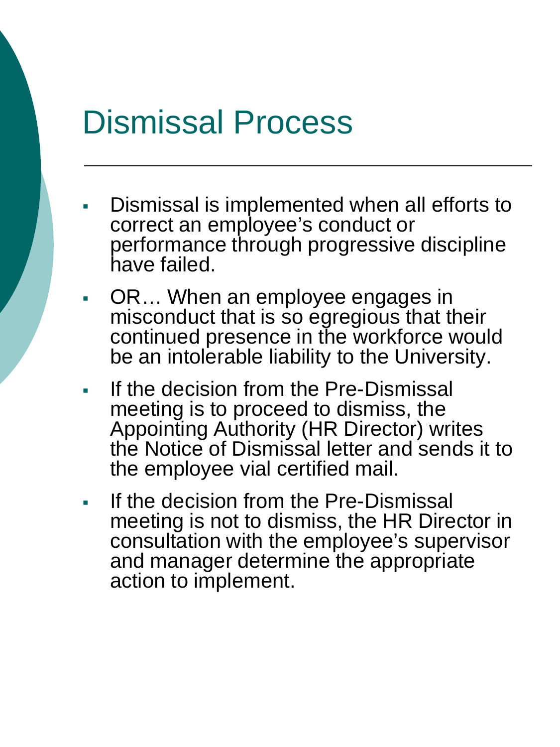# Dismissal Process

- Dismissal is implemented when all efforts to correct an employee's conduct or performance through progressive discipline have failed.
- OR… When an employee engages in misconduct that is so egregious that their continued presence in the workforce would be an intolerable liability to the University.
- If the decision from the Pre-Dismissal meeting is to proceed to dismiss, the Appointing Authority (HR Director) writes the Notice of Dismissal letter and sends it to the employee vial certified mail.
- If the decision from the Pre-Dismissal meeting is not to dismiss, the HR Director in consultation with the employee's supervisor and manager determine the appropriate action to implement.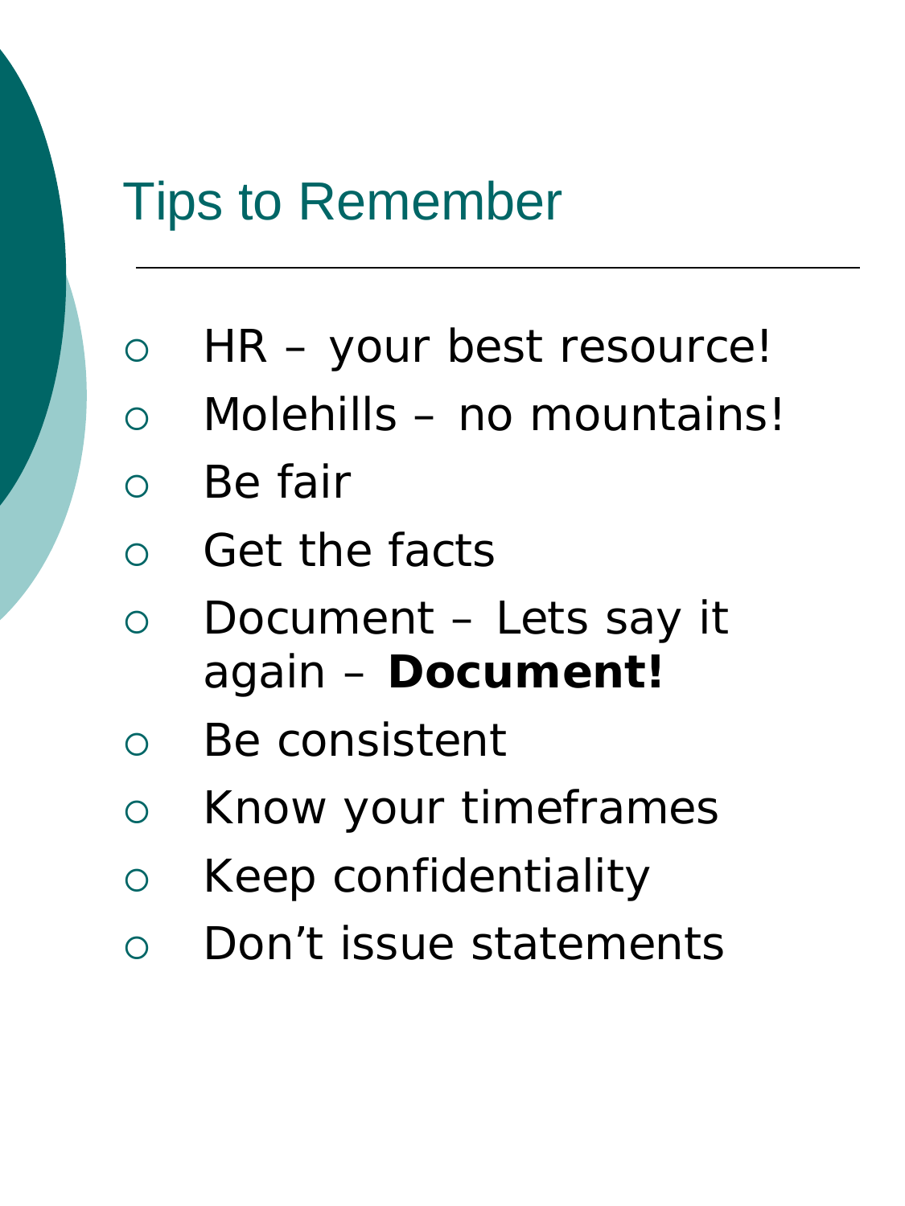# Tips to Remember

- HR – your best resource!
- Molehills – no mountains!
- Be fair
- Get the facts
- Document – Lets say it again – **Document!**
- Be consistent
- Know your timeframes
- Keep confidentiality
- Don't issue statements